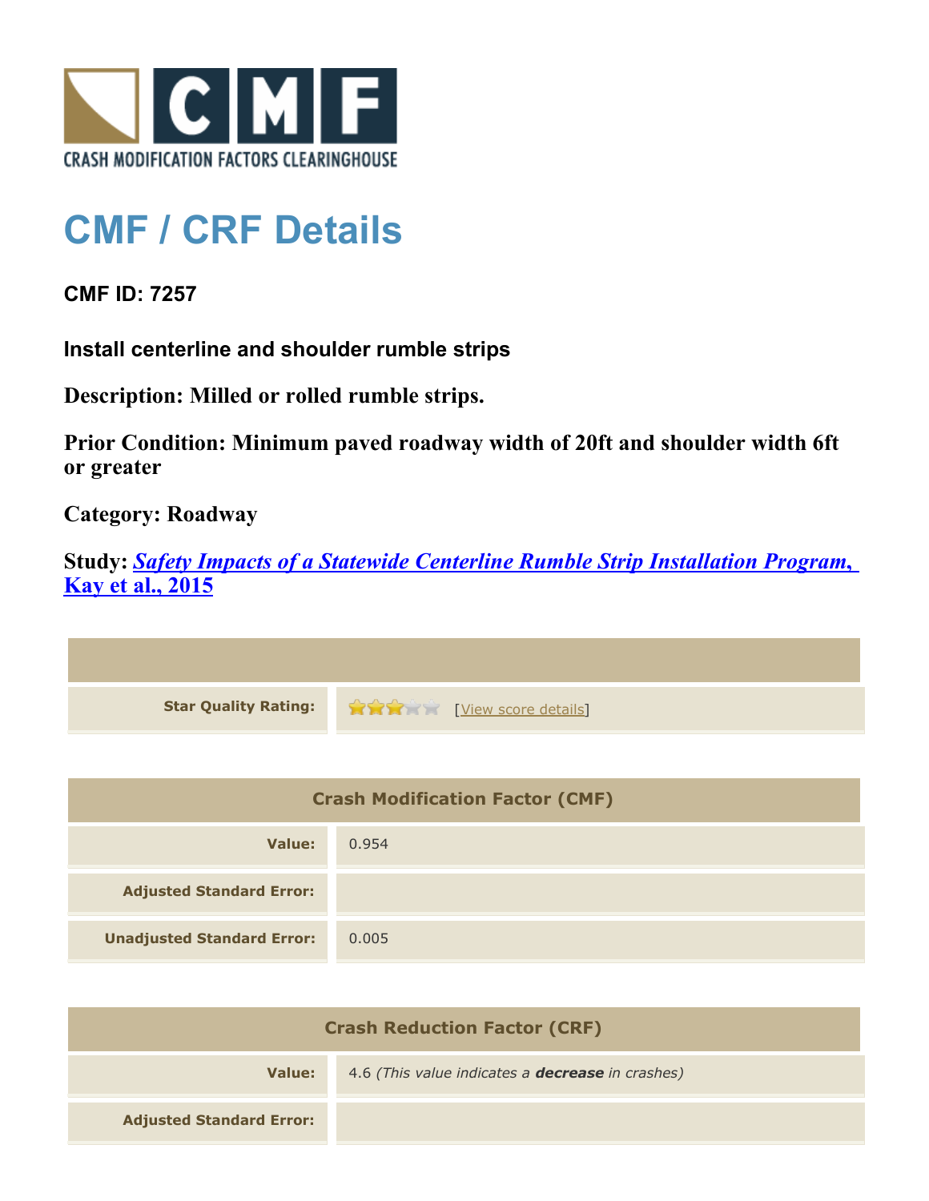# CMF / CRF Details

**CMF ID: 7257**

**Install centerline and shoulder rumble strips**

**Description: Milled or rolled rumble strips.**

**Prior Condition: Minimum paved roadway width of 20ft and shoulder width 6ft or greater**

**Category: Roadway**

**Study: *Safety Impacts of a Statewide Centerline Rumble Strip Installation Program, Kay et al., 2015***

| | |
|---|---|
| **Star Quality Rating:** | ★★★☆☆ [View score details] |

| Crash Modification Factor (CMF) | |
|---|---|
| **Value:** | 0.954 |
| **Adjusted Standard Error:** | |
| **Unadjusted Standard Error:** | 0.005 |

| Crash Reduction Factor (CRF) | |
|---|---|
| **Value:** | 4.6 *(This value indicates a **decrease** in crashes)* |
| **Adjusted Standard Error:** | |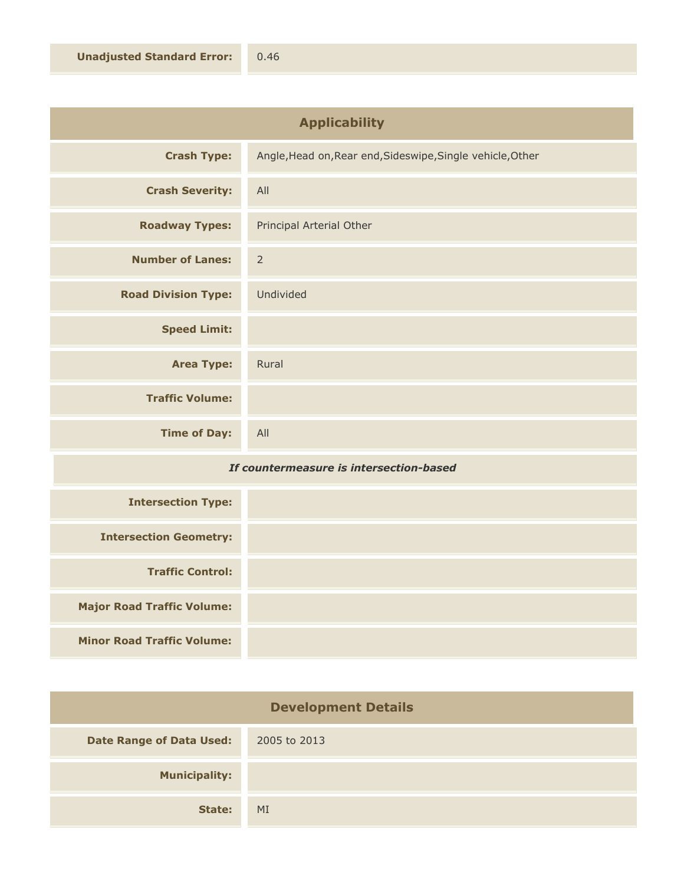| | |
|---|---|
| **Unadjusted Standard Error:** | 0.46 |

## Applicability

| | |
|---|---|
| **Crash Type:** | Angle,Head on,Rear end,Sideswipe,Single vehicle,Other |
| **Crash Severity:** | All |
| **Roadway Types:** | Principal Arterial Other |
| **Number of Lanes:** | 2 |
| **Road Division Type:** | Undivided |
| **Speed Limit:** | |
| **Area Type:** | Rural |
| **Traffic Volume:** | |
| **Time of Day:** | All |

***If countermeasure is intersection-based***

| | |
|---|---|
| **Intersection Type:** | |
| **Intersection Geometry:** | |
| **Traffic Control:** | |
| **Major Road Traffic Volume:** | |
| **Minor Road Traffic Volume:** | |

## Development Details

| | |
|---|---|
| **Date Range of Data Used:** | 2005 to 2013 |
| **Municipality:** | |
| **State:** | MI |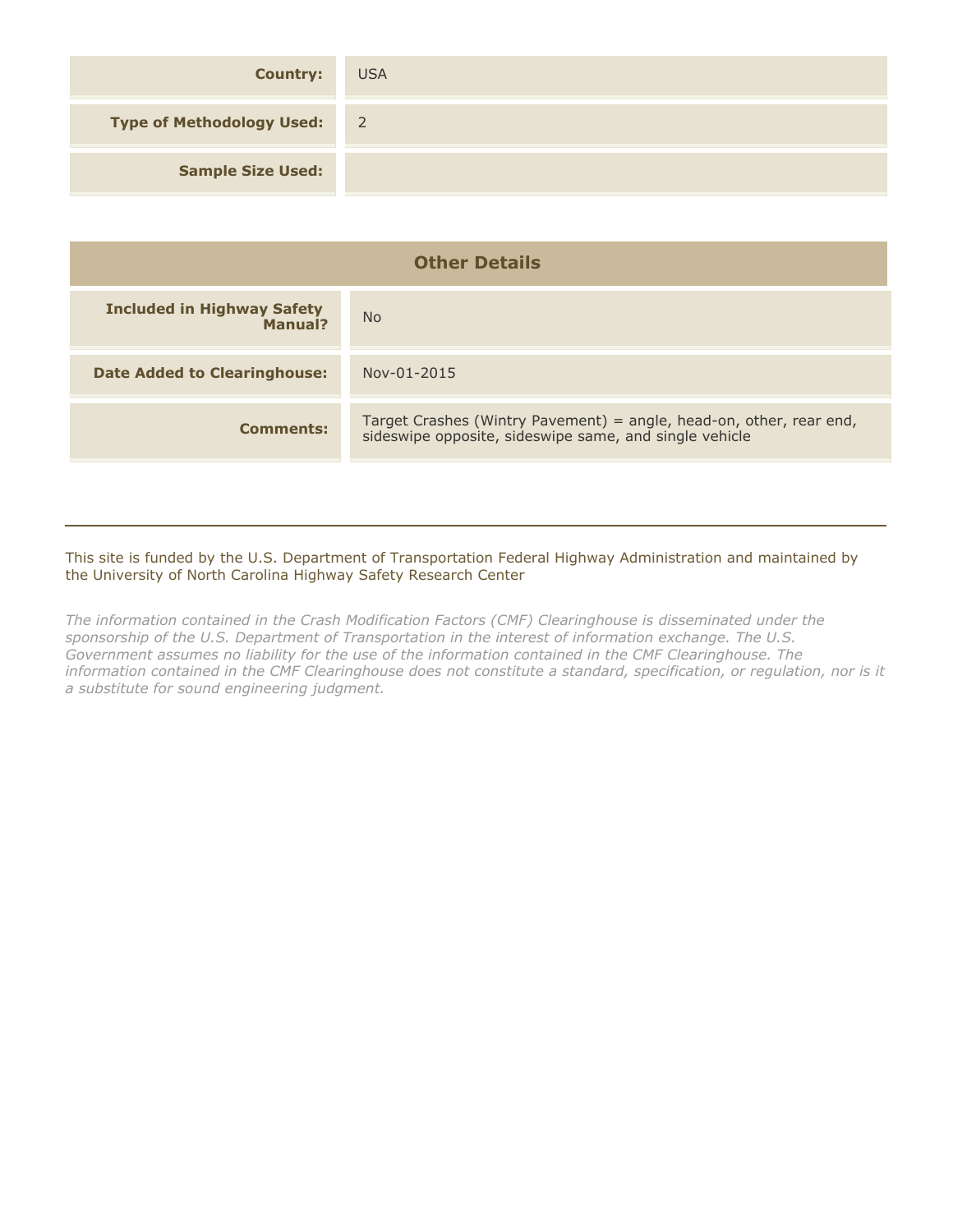| | |
|---|---|
| **Country:** | USA |
| **Type of Methodology Used:** | 2 |
| **Sample Size Used:** | |

## Other Details

| | |
|---|---|
| **Included in Highway Safety Manual?** | No |
| **Date Added to Clearinghouse:** | Nov-01-2015 |
| **Comments:** | Target Crashes (Wintry Pavement) = angle, head-on, other, rear end, sideswipe opposite, sideswipe same, and single vehicle |

---

This site is funded by the U.S. Department of Transportation Federal Highway Administration and maintained by the University of North Carolina Highway Safety Research Center

*The information contained in the Crash Modification Factors (CMF) Clearinghouse is disseminated under the sponsorship of the U.S. Department of Transportation in the interest of information exchange. The U.S. Government assumes no liability for the use of the information contained in the CMF Clearinghouse. The information contained in the CMF Clearinghouse does not constitute a standard, specification, or regulation, nor is it a substitute for sound engineering judgment.*